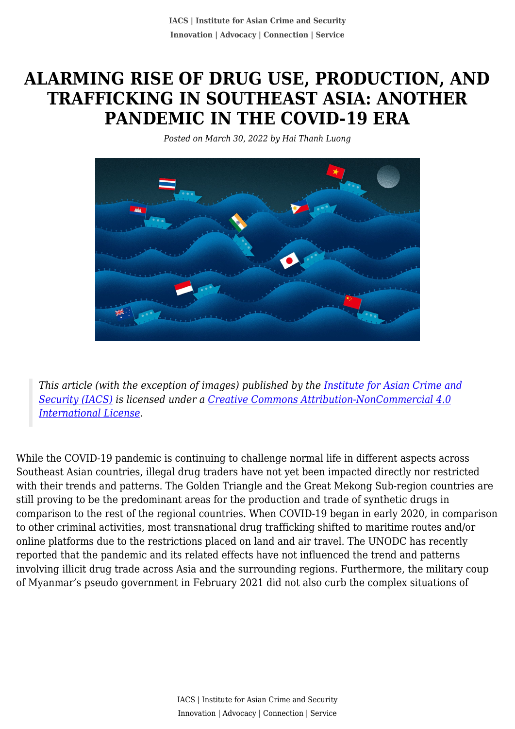# ALARMING RISE OF DRUG USE, PRODUCTION, AND TRAFFICKING IN SOUTHEAST ASIA: ANOTHER PANDEMIC IN THE COVID-19 ERA

*Posted on March 30, 2022 by Hai Thanh Luong*

> *This article (with the exception of images) published by the [Institute for Asian Crime and Security (IACS)]() is licensed under a [Creative Commons Attribution-NonCommercial 4.0 International License]().*

While the COVID-19 pandemic is continuing to challenge normal life in different aspects across Southeast Asian countries, illegal drug traders have not yet been impacted directly nor restricted with their trends and patterns. The Golden Triangle and the Great Mekong Sub-region countries are still proving to be the predominant areas for the production and trade of synthetic drugs in comparison to the rest of the regional countries. When COVID-19 began in early 2020, in comparison to other criminal activities, most transnational drug trafficking shifted to maritime routes and/or online platforms due to the restrictions placed on land and air travel. The UNODC has recently reported that the pandemic and its related effects have not influenced the trend and patterns involving illicit drug trade across Asia and the surrounding regions. Furthermore, the military coup of Myanmar's pseudo government in February 2021 did not also curb the complex situations of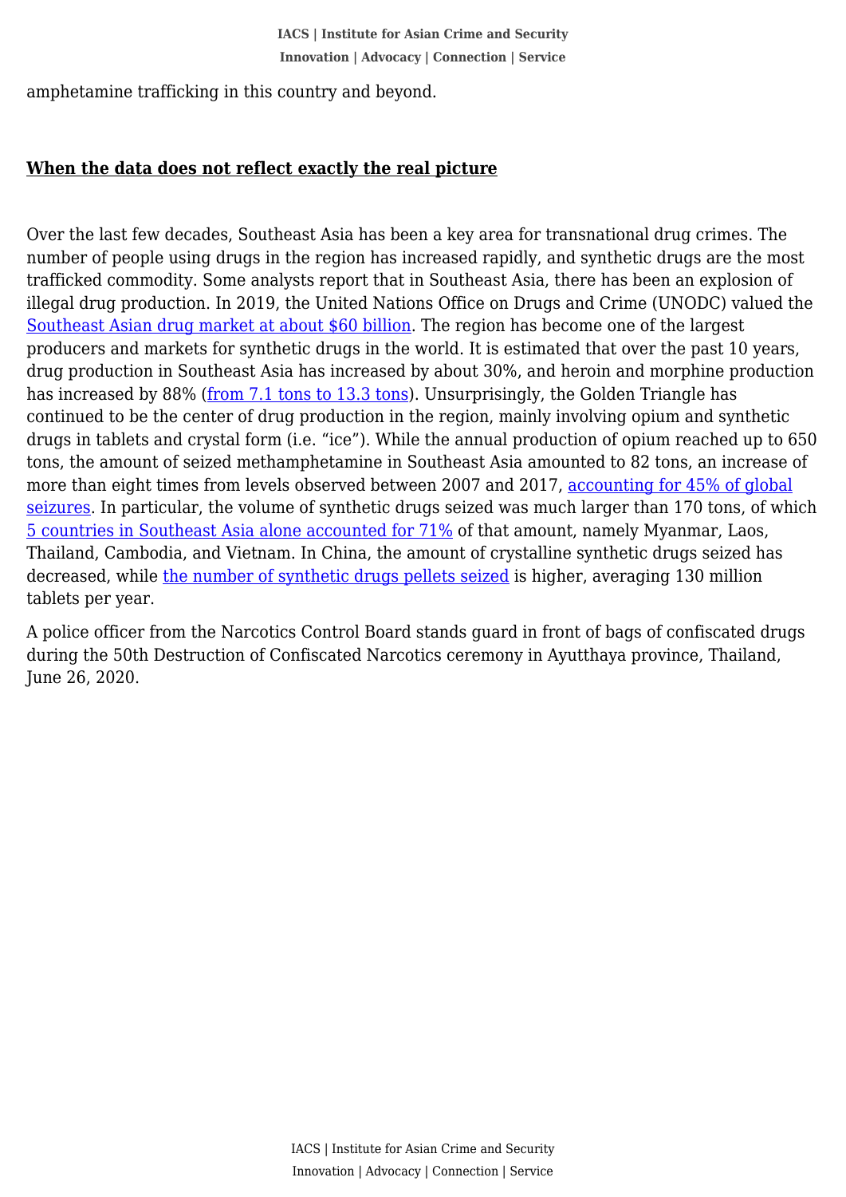amphetamine trafficking in this country and beyond.

## When the data does not reflect exactly the real picture

Over the last few decades, Southeast Asia has been a key area for transnational drug crimes. The number of people using drugs in the region has increased rapidly, and synthetic drugs are the most trafficked commodity. Some analysts report that in Southeast Asia, there has been an explosion of illegal drug production. In 2019, the United Nations Office on Drugs and Crime (UNODC) valued the Southeast Asian drug market at about $60 billion. The region has become one of the largest producers and markets for synthetic drugs in the world. It is estimated that over the past 10 years, drug production in Southeast Asia has increased by about 30%, and heroin and morphine production has increased by 88% (from 7.1 tons to 13.3 tons). Unsurprisingly, the Golden Triangle has continued to be the center of drug production in the region, mainly involving opium and synthetic drugs in tablets and crystal form (i.e. "ice"). While the annual production of opium reached up to 650 tons, the amount of seized methamphetamine in Southeast Asia amounted to 82 tons, an increase of more than eight times from levels observed between 2007 and 2017, accounting for 45% of global seizures. In particular, the volume of synthetic drugs seized was much larger than 170 tons, of which 5 countries in Southeast Asia alone accounted for 71% of that amount, namely Myanmar, Laos, Thailand, Cambodia, and Vietnam. In China, the amount of crystalline synthetic drugs seized has decreased, while the number of synthetic drugs pellets seized is higher, averaging 130 million tablets per year.

A police officer from the Narcotics Control Board stands guard in front of bags of confiscated drugs during the 50th Destruction of Confiscated Narcotics ceremony in Ayutthaya province, Thailand, June 26, 2020.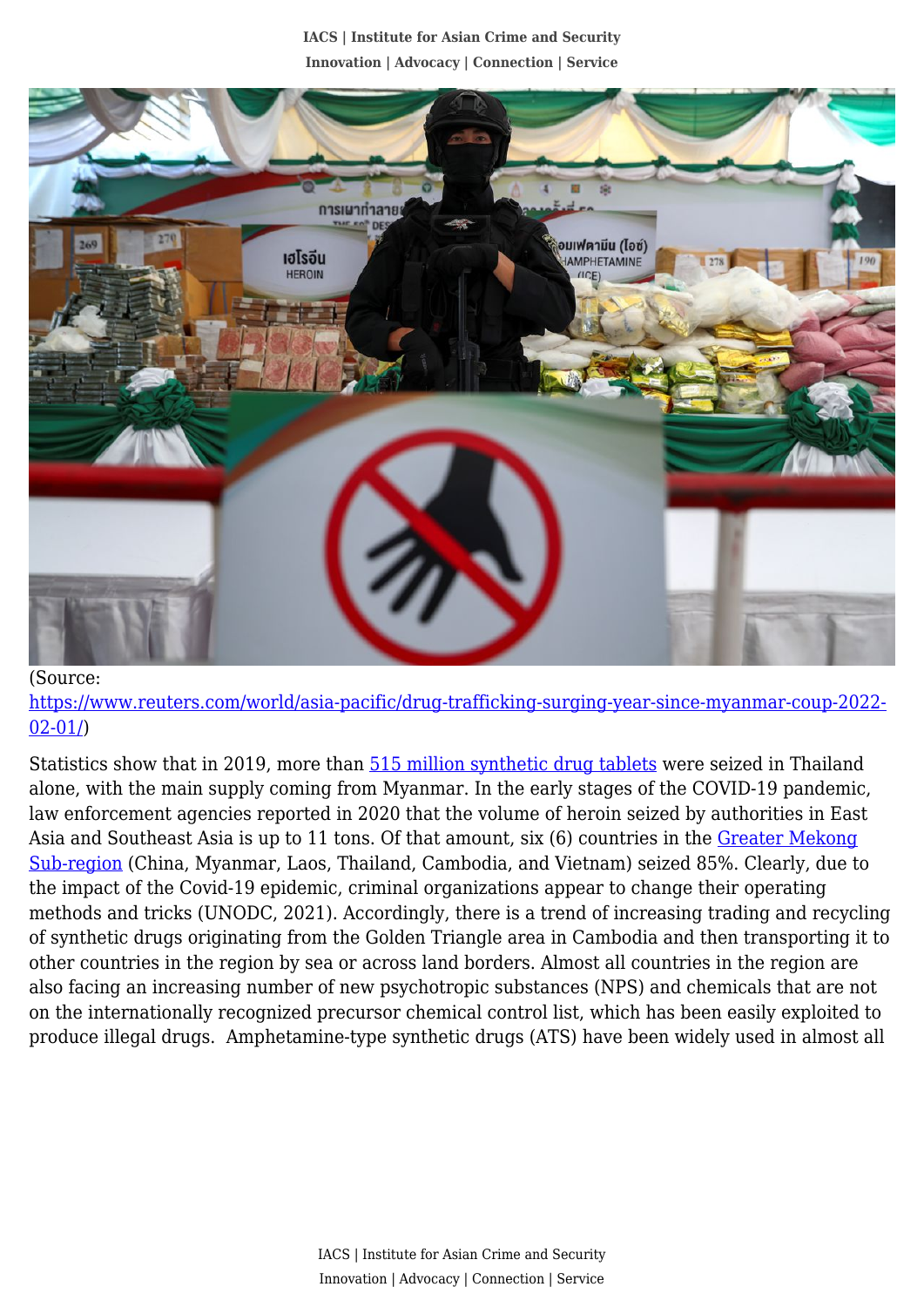(Source: https://www.reuters.com/world/asia-pacific/drug-trafficking-surging-year-since-myanmar-coup-2022-02-01/)

Statistics show that in 2019, more than 515 million synthetic drug tablets were seized in Thailand alone, with the main supply coming from Myanmar. In the early stages of the COVID-19 pandemic, law enforcement agencies reported in 2020 that the volume of heroin seized by authorities in East Asia and Southeast Asia is up to 11 tons. Of that amount, six (6) countries in the Greater Mekong Sub-region (China, Myanmar, Laos, Thailand, Cambodia, and Vietnam) seized 85%. Clearly, due to the impact of the Covid-19 epidemic, criminal organizations appear to change their operating methods and tricks (UNODC, 2021). Accordingly, there is a trend of increasing trading and recycling of synthetic drugs originating from the Golden Triangle area in Cambodia and then transporting it to other countries in the region by sea or across land borders. Almost all countries in the region are also facing an increasing number of new psychotropic substances (NPS) and chemicals that are not on the internationally recognized precursor chemical control list, which has been easily exploited to produce illegal drugs. Amphetamine-type synthetic drugs (ATS) have been widely used in almost all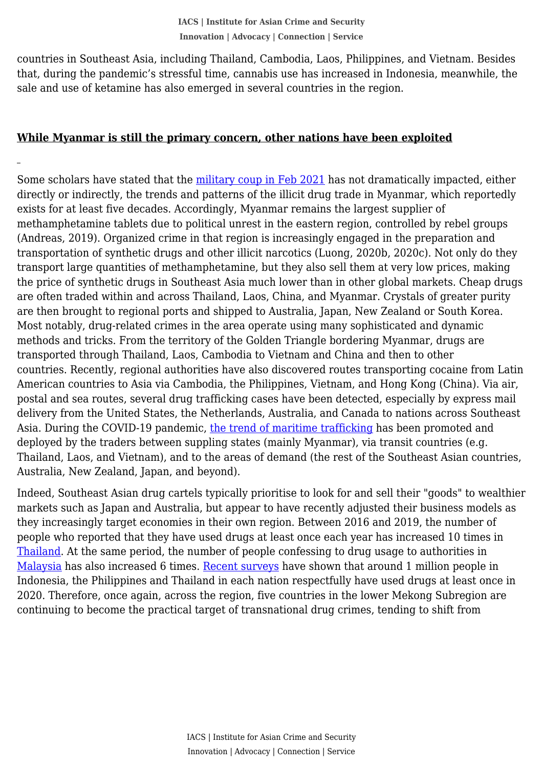countries in Southeast Asia, including Thailand, Cambodia, Laos, Philippines, and Vietnam. Besides that, during the pandemic's stressful time, cannabis use has increased in Indonesia, meanwhile, the sale and use of ketamine has also emerged in several countries in the region.

## **While Myanmar is still the primary concern, other nations have been exploited**

Some scholars have stated that the military coup in Feb 2021 has not dramatically impacted, either directly or indirectly, the trends and patterns of the illicit drug trade in Myanmar, which reportedly exists for at least five decades. Accordingly, Myanmar remains the largest supplier of methamphetamine tablets due to political unrest in the eastern region, controlled by rebel groups (Andreas, 2019). Organized crime in that region is increasingly engaged in the preparation and transportation of synthetic drugs and other illicit narcotics (Luong, 2020b, 2020c). Not only do they transport large quantities of methamphetamine, but they also sell them at very low prices, making the price of synthetic drugs in Southeast Asia much lower than in other global markets. Cheap drugs are often traded within and across Thailand, Laos, China, and Myanmar. Crystals of greater purity are then brought to regional ports and shipped to Australia, Japan, New Zealand or South Korea. Most notably, drug-related crimes in the area operate using many sophisticated and dynamic methods and tricks. From the territory of the Golden Triangle bordering Myanmar, drugs are transported through Thailand, Laos, Cambodia to Vietnam and China and then to other countries. Recently, regional authorities have also discovered routes transporting cocaine from Latin American countries to Asia via Cambodia, the Philippines, Vietnam, and Hong Kong (China). Via air, postal and sea routes, several drug trafficking cases have been detected, especially by express mail delivery from the United States, the Netherlands, Australia, and Canada to nations across Southeast Asia. During the COVID-19 pandemic, the trend of maritime trafficking has been promoted and deployed by the traders between suppling states (mainly Myanmar), via transit countries (e.g. Thailand, Laos, and Vietnam), and to the areas of demand (the rest of the Southeast Asian countries, Australia, New Zealand, Japan, and beyond).

Indeed, Southeast Asian drug cartels typically prioritise to look for and sell their "goods" to wealthier markets such as Japan and Australia, but appear to have recently adjusted their business models as they increasingly target economies in their own region. Between 2016 and 2019, the number of people who reported that they have used drugs at least once each year has increased 10 times in Thailand. At the same period, the number of people confessing to drug usage to authorities in Malaysia has also increased 6 times. Recent surveys have shown that around 1 million people in Indonesia, the Philippines and Thailand in each nation respectfully have used drugs at least once in 2020. Therefore, once again, across the region, five countries in the lower Mekong Subregion are continuing to become the practical target of transnational drug crimes, tending to shift from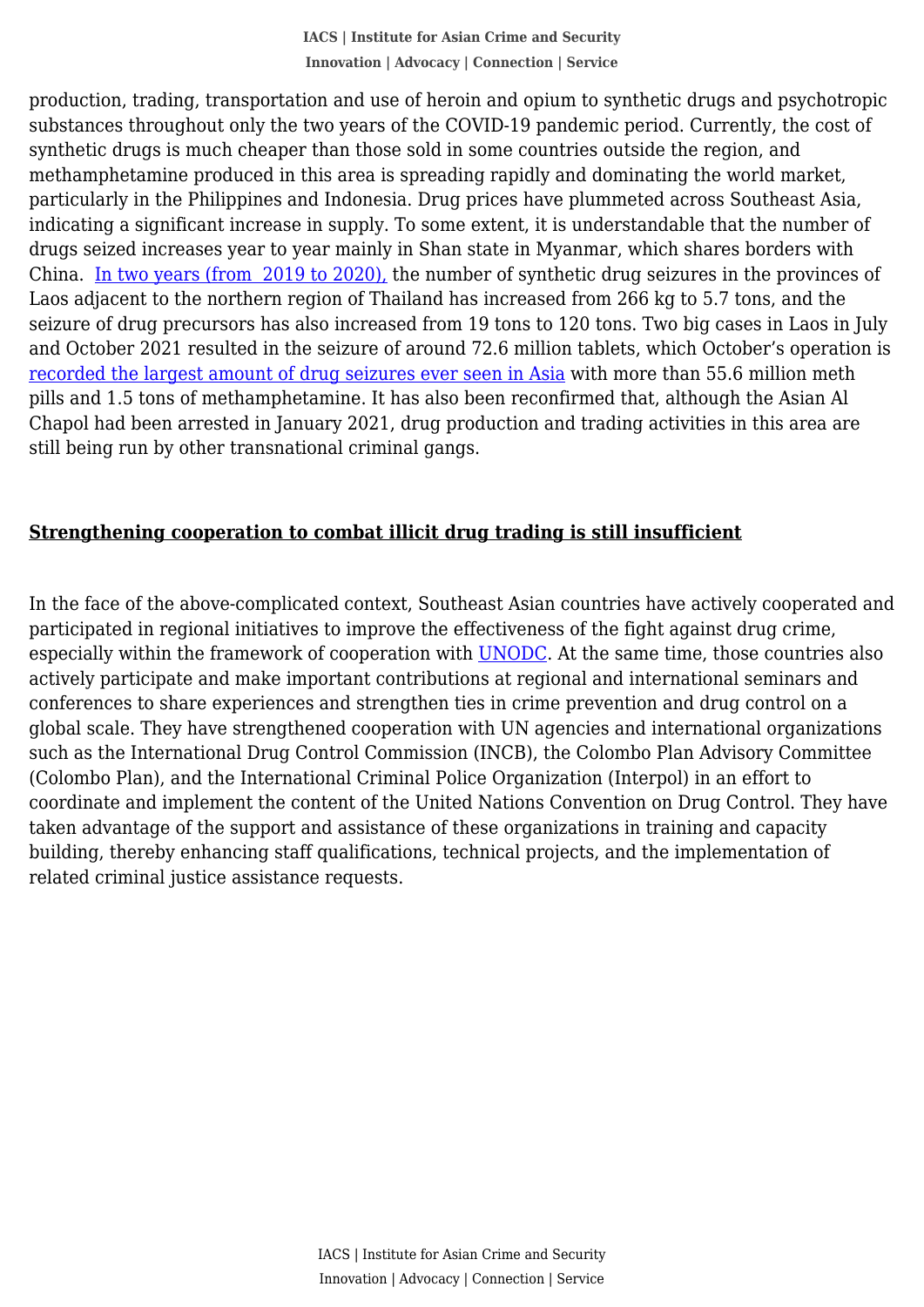production, trading, transportation and use of heroin and opium to synthetic drugs and psychotropic substances throughout only the two years of the COVID-19 pandemic period. Currently, the cost of synthetic drugs is much cheaper than those sold in some countries outside the region, and methamphetamine produced in this area is spreading rapidly and dominating the world market, particularly in the Philippines and Indonesia. Drug prices have plummeted across Southeast Asia, indicating a significant increase in supply. To some extent, it is understandable that the number of drugs seized increases year to year mainly in Shan state in Myanmar, which shares borders with China. In two years (from 2019 to 2020), the number of synthetic drug seizures in the provinces of Laos adjacent to the northern region of Thailand has increased from 266 kg to 5.7 tons, and the seizure of drug precursors has also increased from 19 tons to 120 tons. Two big cases in Laos in July and October 2021 resulted in the seizure of around 72.6 million tablets, which October's operation is recorded the largest amount of drug seizures ever seen in Asia with more than 55.6 million meth pills and 1.5 tons of methamphetamine. It has also been reconfirmed that, although the Asian Al Chapol had been arrested in January 2021, drug production and trading activities in this area are still being run by other transnational criminal gangs.

## **Strengthening cooperation to combat illicit drug trading is still insufficient**

In the face of the above-complicated context, Southeast Asian countries have actively cooperated and participated in regional initiatives to improve the effectiveness of the fight against drug crime, especially within the framework of cooperation with UNODC. At the same time, those countries also actively participate and make important contributions at regional and international seminars and conferences to share experiences and strengthen ties in crime prevention and drug control on a global scale. They have strengthened cooperation with UN agencies and international organizations such as the International Drug Control Commission (INCB), the Colombo Plan Advisory Committee (Colombo Plan), and the International Criminal Police Organization (Interpol) in an effort to coordinate and implement the content of the United Nations Convention on Drug Control. They have taken advantage of the support and assistance of these organizations in training and capacity building, thereby enhancing staff qualifications, technical projects, and the implementation of related criminal justice assistance requests.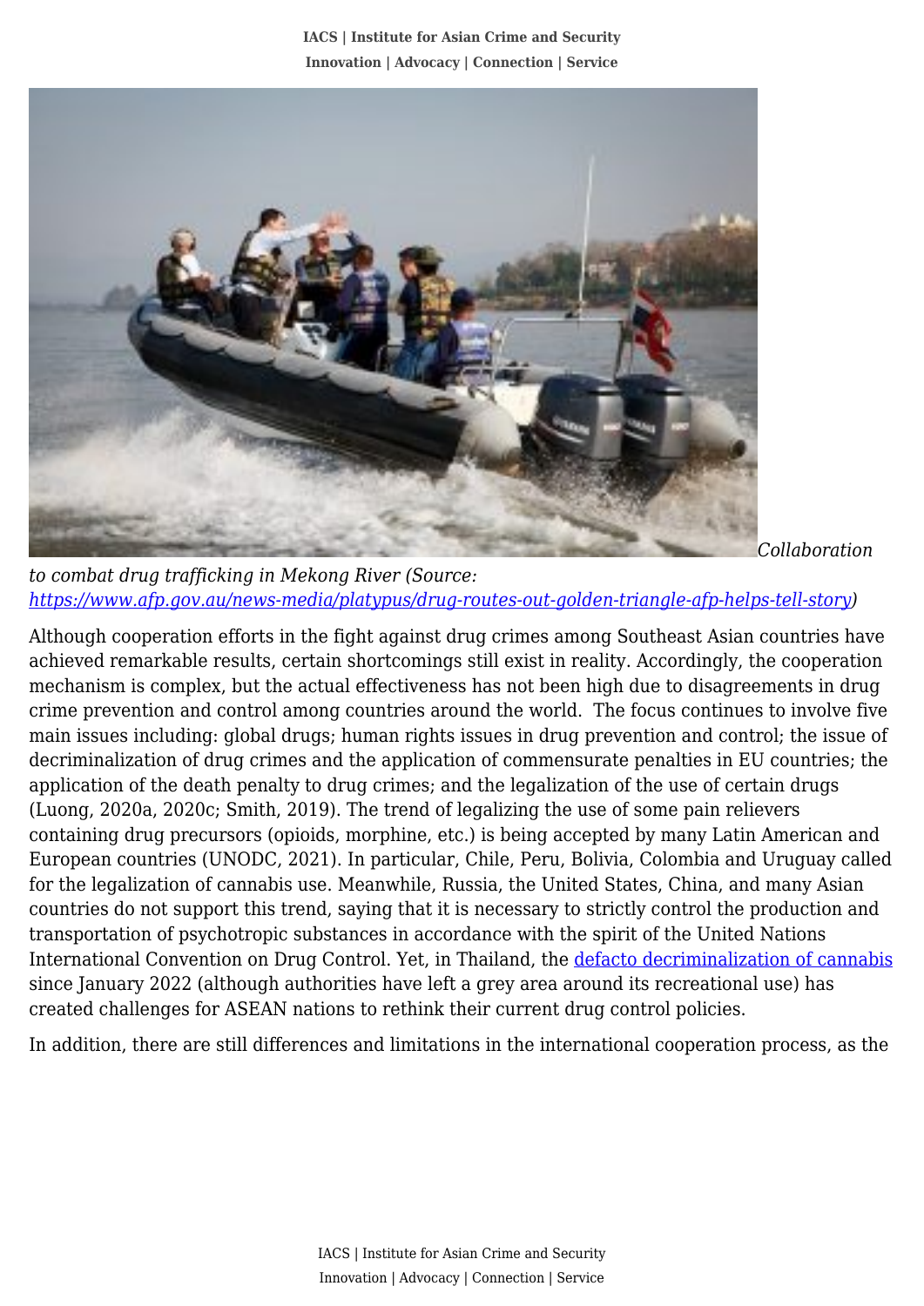*Collaboration to combat drug trafficking in Mekong River (Source: [https://www.afp.gov.au/news-media/platypus/drug-routes-out-golden-triangle-afp-helps-tell-story](https://www.afp.gov.au/news-media/platypus/drug-routes-out-golden-triangle-afp-helps-tell-story))*

Although cooperation efforts in the fight against drug crimes among Southeast Asian countries have achieved remarkable results, certain shortcomings still exist in reality. Accordingly, the cooperation mechanism is complex, but the actual effectiveness has not been high due to disagreements in drug crime prevention and control among countries around the world. The focus continues to involve five main issues including: global drugs; human rights issues in drug prevention and control; the issue of decriminalization of drug crimes and the application of commensurate penalties in EU countries; the application of the death penalty to drug crimes; and the legalization of the use of certain drugs (Luong, 2020a, 2020c; Smith, 2019). The trend of legalizing the use of some pain relievers containing drug precursors (opioids, morphine, etc.) is being accepted by many Latin American and European countries (UNODC, 2021). In particular, Chile, Peru, Bolivia, Colombia and Uruguay called for the legalization of cannabis use. Meanwhile, Russia, the United States, China, and many Asian countries do not support this trend, saying that it is necessary to strictly control the production and transportation of psychotropic substances in accordance with the spirit of the United Nations International Convention on Drug Control. Yet, in Thailand, the defacto decriminalization of cannabis since January 2022 (although authorities have left a grey area around its recreational use) has created challenges for ASEAN nations to rethink their current drug control policies.

In addition, there are still differences and limitations in the international cooperation process, as the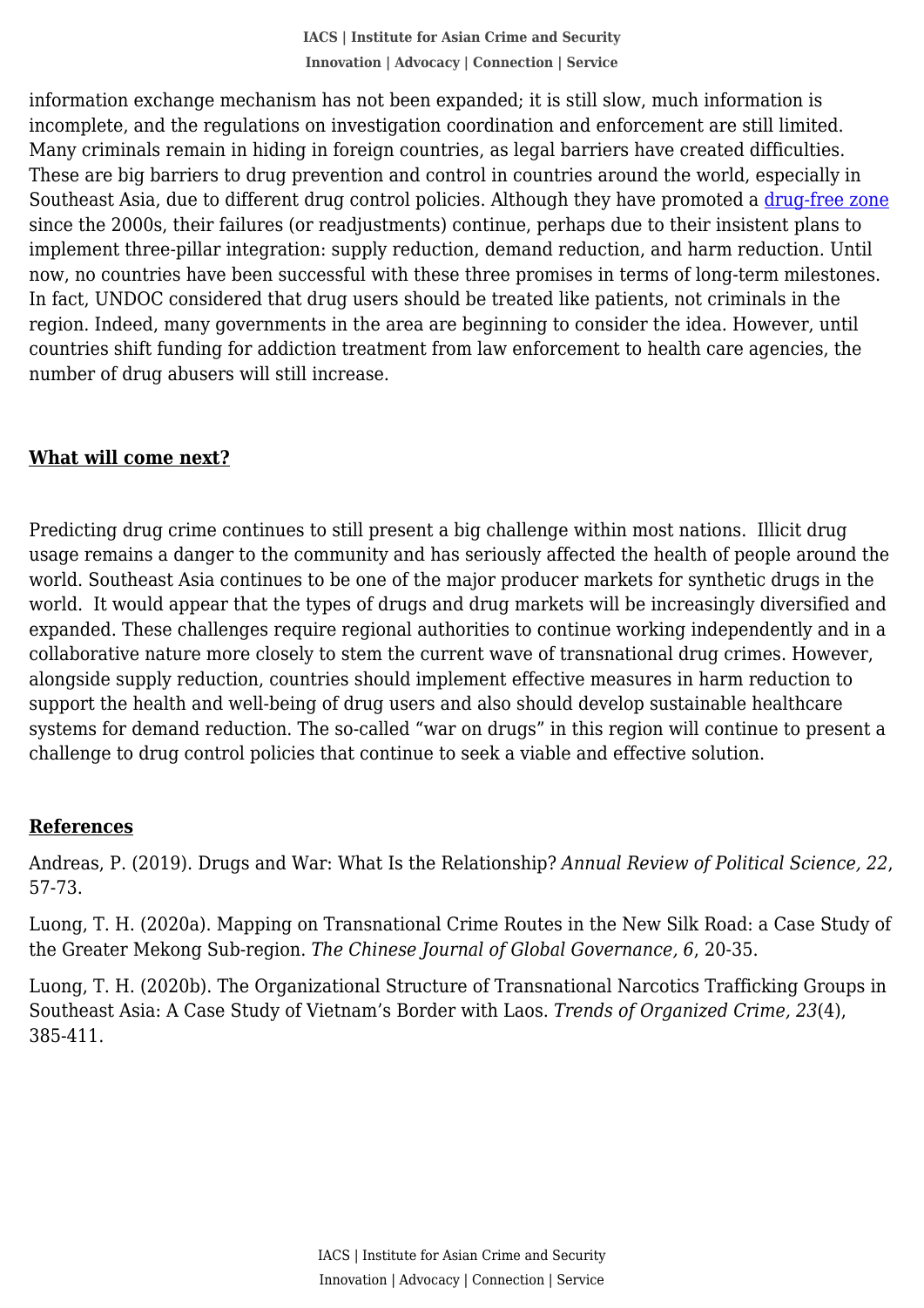information exchange mechanism has not been expanded; it is still slow, much information is incomplete, and the regulations on investigation coordination and enforcement are still limited. Many criminals remain in hiding in foreign countries, as legal barriers have created difficulties. These are big barriers to drug prevention and control in countries around the world, especially in Southeast Asia, due to different drug control policies. Although they have promoted a drug-free zone since the 2000s, their failures (or readjustments) continue, perhaps due to their insistent plans to implement three-pillar integration: supply reduction, demand reduction, and harm reduction. Until now, no countries have been successful with these three promises in terms of long-term milestones. In fact, UNDOC considered that drug users should be treated like patients, not criminals in the region. Indeed, many governments in the area are beginning to consider the idea. However, until countries shift funding for addiction treatment from law enforcement to health care agencies, the number of drug abusers will still increase.

## <u>What will come next?</u>

Predicting drug crime continues to still present a big challenge within most nations. Illicit drug usage remains a danger to the community and has seriously affected the health of people around the world. Southeast Asia continues to be one of the major producer markets for synthetic drugs in the world. It would appear that the types of drugs and drug markets will be increasingly diversified and expanded. These challenges require regional authorities to continue working independently and in a collaborative nature more closely to stem the current wave of transnational drug crimes. However, alongside supply reduction, countries should implement effective measures in harm reduction to support the health and well-being of drug users and also should develop sustainable healthcare systems for demand reduction. The so-called "war on drugs" in this region will continue to present a challenge to drug control policies that continue to seek a viable and effective solution.

## <u>References</u>

Andreas, P. (2019). Drugs and War: What Is the Relationship? *Annual Review of Political Science, 22*, 57-73.

Luong, T. H. (2020a). Mapping on Transnational Crime Routes in the New Silk Road: a Case Study of the Greater Mekong Sub-region. *The Chinese Journal of Global Governance, 6*, 20-35.

Luong, T. H. (2020b). The Organizational Structure of Transnational Narcotics Trafficking Groups in Southeast Asia: A Case Study of Vietnam's Border with Laos. *Trends of Organized Crime, 23*(4), 385-411.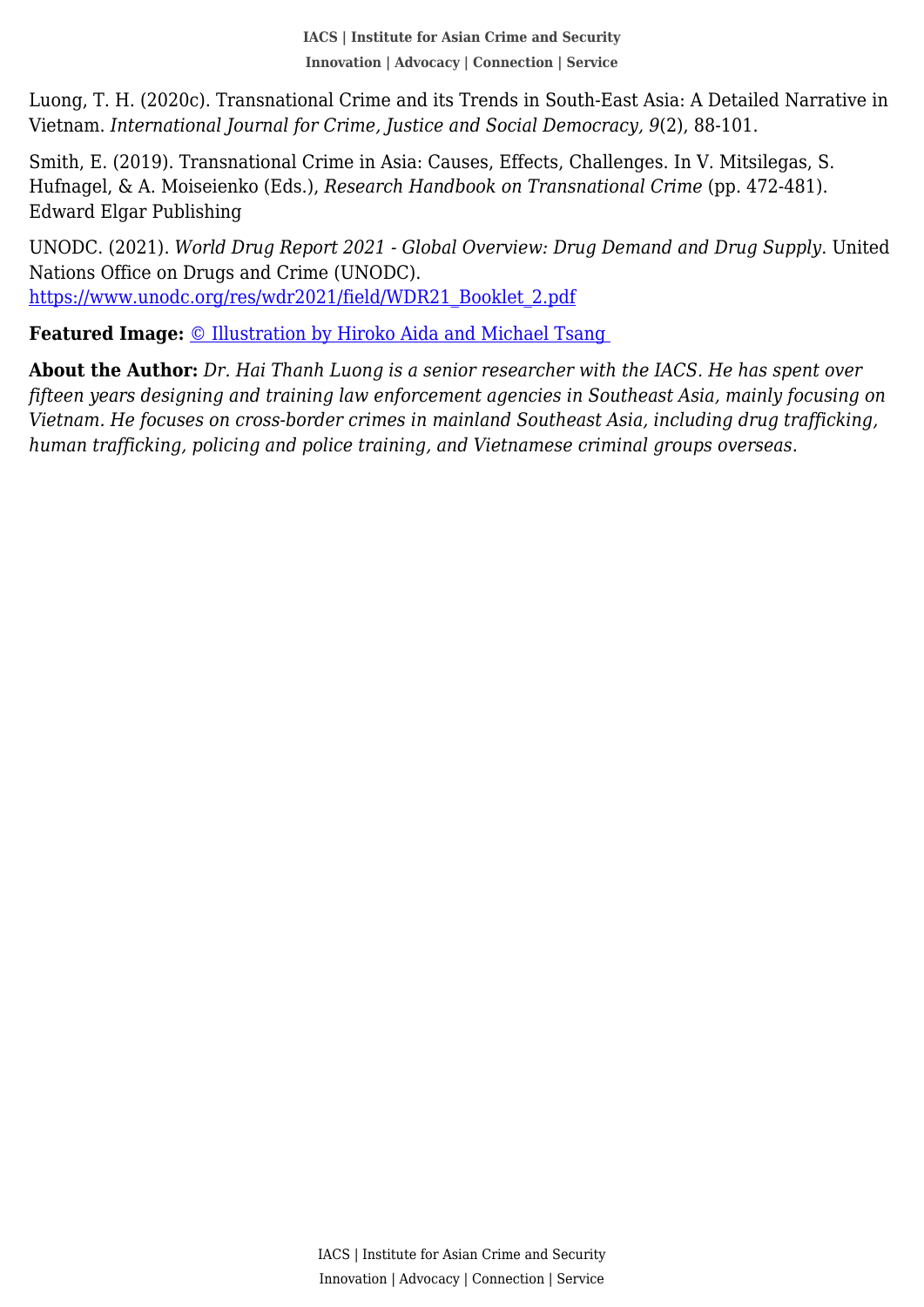Luong, T. H. (2020c). Transnational Crime and its Trends in South-East Asia: A Detailed Narrative in Vietnam. *International Journal for Crime, Justice and Social Democracy, 9*(2), 88-101.

Smith, E. (2019). Transnational Crime in Asia: Causes, Effects, Challenges. In V. Mitsilegas, S. Hufnagel, & A. Moiseienko (Eds.), *Research Handbook on Transnational Crime* (pp. 472-481). Edward Elgar Publishing

UNODC. (2021). *World Drug Report 2021 - Global Overview: Drug Demand and Drug Supply*. United Nations Office on Drugs and Crime (UNODC). https://www.unodc.org/res/wdr2021/field/WDR21_Booklet_2.pdf

**Featured Image:** © Illustration by Hiroko Aida and Michael Tsang

**About the Author:** *Dr. Hai Thanh Luong is a senior researcher with the IACS. He has spent over fifteen years designing and training law enforcement agencies in Southeast Asia, mainly focusing on Vietnam. He focuses on cross-border crimes in mainland Southeast Asia, including drug trafficking, human trafficking, policing and police training, and Vietnamese criminal groups overseas.*